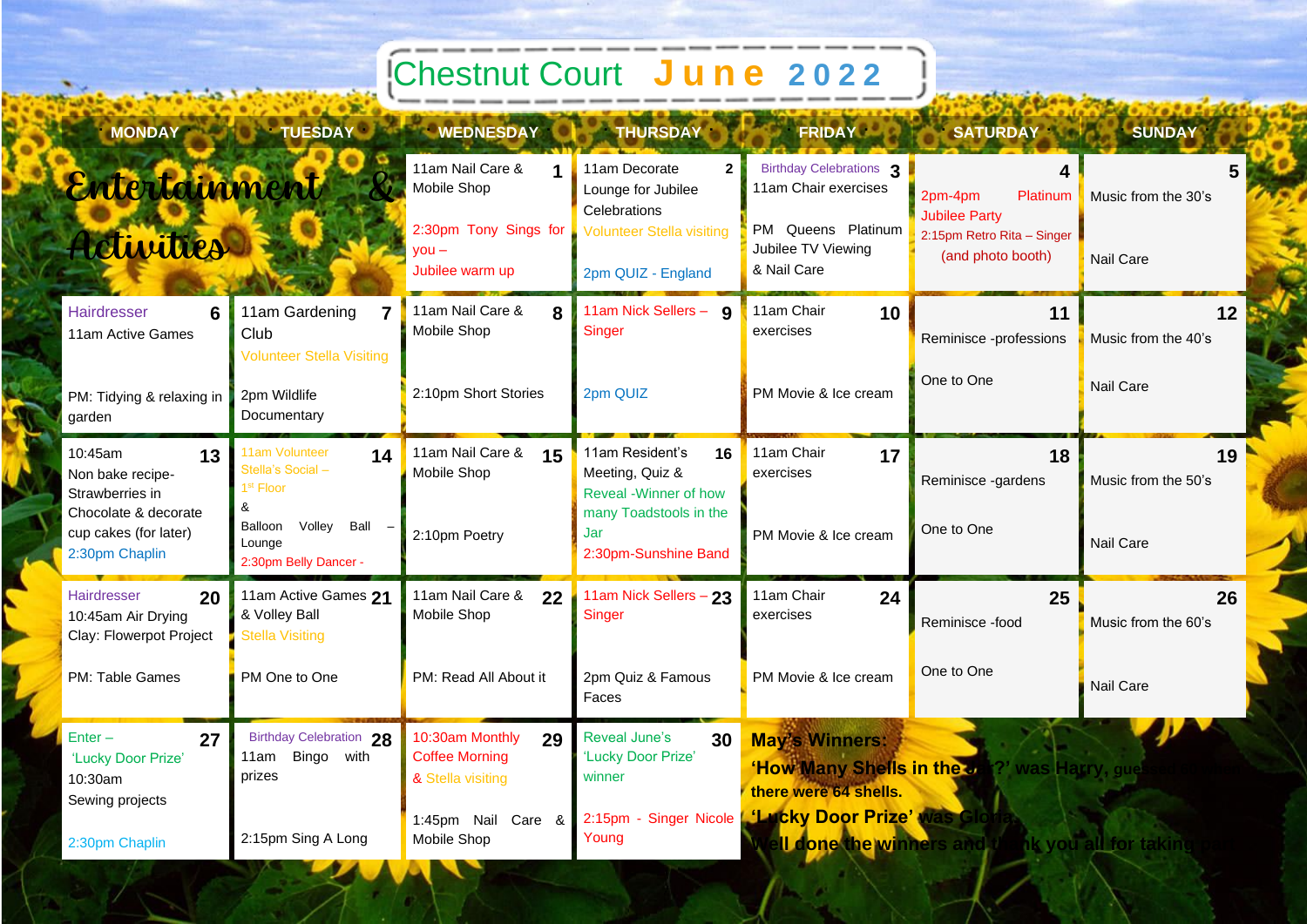# Chestnut Court June 2022

## Entertainment & Activities

| MONDAY | TUESDAY | WEDNESDAY | THURSDAY | FRIDAY | SATURDAY | SUNDAY |
|---|---|---|---|---|---|---|
| | | **1** 11am Nail Care & Mobile Shop<br>2:30pm Tony Sings for you – Jubilee warm up | **2** 11am Decorate Lounge for Jubilee Celebrations<br>Volunteer Stella visiting<br>2pm QUIZ - England | **3** Birthday Celebrations<br>11am Chair exercises<br>PM Queens Platinum Jubilee TV Viewing & Nail Care | **4** 2pm-4pm Platinum Jubilee Party<br>2:15pm Retro Rita – Singer (and photo booth) | **5** Music from the 30's<br>Nail Care |
| **6** Hairdresser<br>11am Active Games<br>PM: Tidying & relaxing in garden | **7** 11am Gardening Club<br>Volunteer Stella Visiting<br>2pm Wildlife Documentary | **8** 11am Nail Care & Mobile Shop<br>2:10pm Short Stories | **9** 11am Nick Sellers – Singer<br>2pm QUIZ | **10** 11am Chair exercises<br>PM Movie & Ice cream | **11** Reminisce -professions<br>One to One | **12** Music from the 40's<br>Nail Care |
| **13** 10:45am Non bake recipe- Strawberries in Chocolate & decorate cup cakes (for later)<br>2:30pm Chaplin | **14** 11am Volunteer Stella's Social – 1st Floor & Balloon Volley Ball – Lounge<br>2:30pm Belly Dancer - | **15** 11am Nail Care & Mobile Shop<br>2:10pm Poetry | **16** 11am Resident's Meeting, Quiz & Reveal -Winner of how many Toadstools in the Jar<br>2:30pm-Sunshine Band | **17** 11am Chair exercises<br>PM Movie & Ice cream | **18** Reminisce -gardens<br>One to One | **19** Music from the 50's<br>Nail Care |
| **20** Hairdresser<br>10:45am Air Drying Clay: Flowerpot Project<br>PM: Table Games | **21** 11am Active Games & Volley Ball<br>Stella Visiting<br>PM One to One | **22** 11am Nail Care & Mobile Shop<br>PM: Read All About it | **23** 11am Nick Sellers – Singer<br>2pm Quiz & Famous Faces | **24** 11am Chair exercises<br>PM Movie & Ice cream | **25** Reminisce -food<br>One to One | **26** Music from the 60's<br>Nail Care |
| **27** Enter – 'Lucky Door Prize'<br>10:30am Sewing projects<br>2:30pm Chaplin | **28** Birthday Celebration<br>11am Bingo with prizes<br>2:15pm Sing A Long | **29** 10:30am Monthly Coffee Morning & Stella visiting<br>1:45pm Nail Care & Mobile Shop | **30** Reveal June's 'Lucky Door Prize' winner<br>2:15pm - Singer Nicole Young | | | |

**May's Winners:**
**'How Many Shells in the Jar?' was Harry, guessing ... there were 64 shells.**
**'Lucky Door Prize' was Gloria.**
**Well done the winners and thank you all for taking part.**